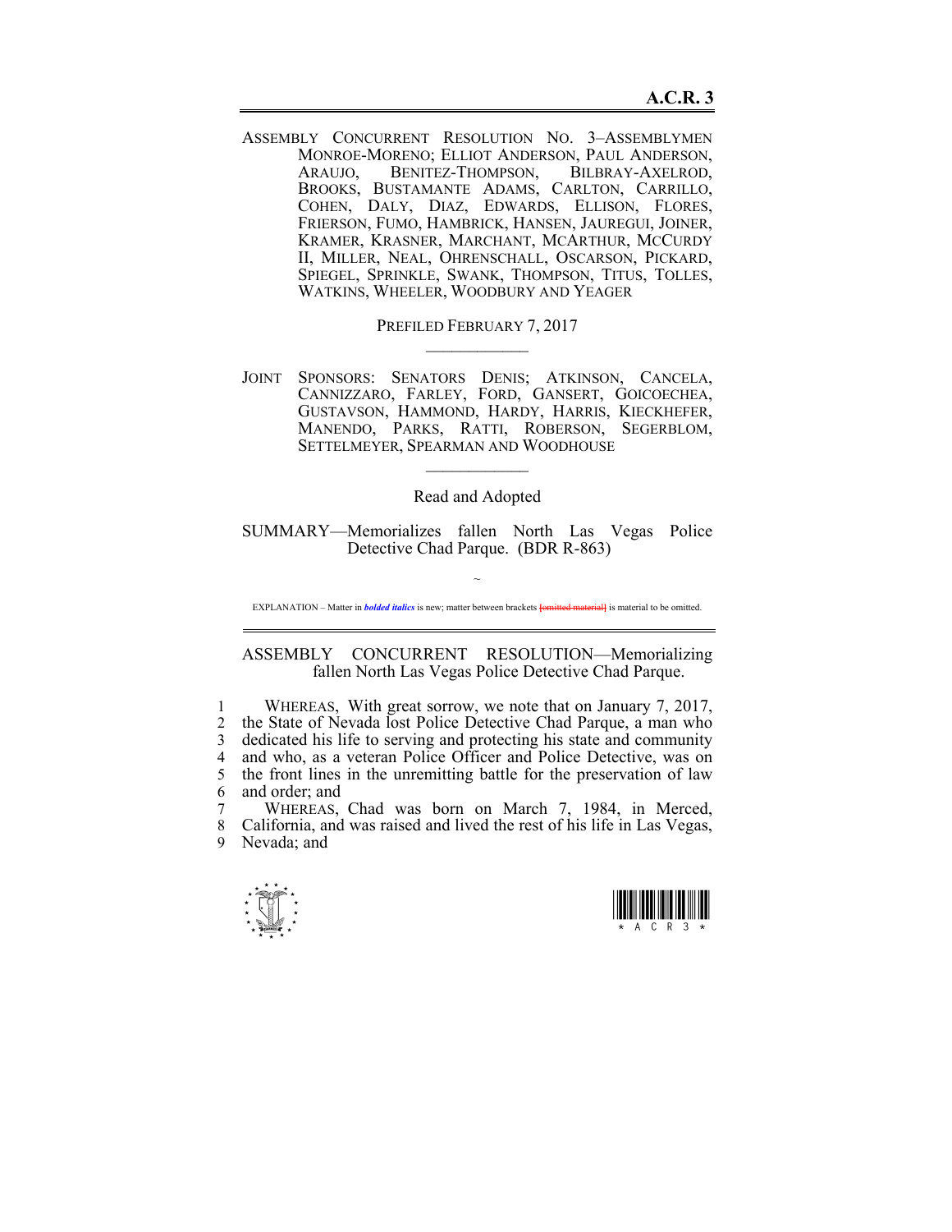# A.C.R. 3

ASSEMBLY CONCURRENT RESOLUTION NO. 3–ASSEMBLYMEN MONROE-MORENO; ELLIOT ANDERSON, PAUL ANDERSON, ARAUJO, BENITEZ-THOMPSON, BILBRAY-AXELROD, BROOKS, BUSTAMANTE ADAMS, CARLTON, CARRILLO, COHEN, DALY, DIAZ, EDWARDS, ELLISON, FLORES, FRIERSON, FUMO, HAMBRICK, HANSEN, JAUREGUI, JOINER, KRAMER, KRASNER, MARCHANT, MCARTHUR, MCCURDY II, MILLER, NEAL, OHRENSCHALL, OSCARSON, PICKARD, SPIEGEL, SPRINKLE, SWANK, THOMPSON, TITUS, TOLLES, WATKINS, WHEELER, WOODBURY AND YEAGER

PREFILED FEBRUARY 7, 2017

---

JOINT SPONSORS: SENATORS DENIS; ATKINSON, CANCELA, CANNIZZARO, FARLEY, FORD, GANSERT, GOICOECHEA, GUSTAVSON, HAMMOND, HARDY, HARRIS, KIECKHEFER, MANENDO, PARKS, RATTI, ROBERSON, SEGERBLOM, SETTELMEYER, SPEARMAN AND WOODHOUSE

---

Read and Adopted

SUMMARY—Memorializes fallen North Las Vegas Police Detective Chad Parque. (BDR R-863)

~

EXPLANATION – Matter in ***bolded italics*** is new; matter between brackets [omitted material] is material to be omitted.

---

ASSEMBLY CONCURRENT RESOLUTION—Memorializing fallen North Las Vegas Police Detective Chad Parque.

1 WHEREAS, With great sorrow, we note that on January 7, 2017,
2 the State of Nevada lost Police Detective Chad Parque, a man who
3 dedicated his life to serving and protecting his state and community
4 and who, as a veteran Police Officer and Police Detective, was on
5 the front lines in the unremitting battle for the preservation of law
6 and order; and
7 WHEREAS, Chad was born on March 7, 1984, in Merced,
8 California, and was raised and lived the rest of his life in Las Vegas,
9 Nevada; and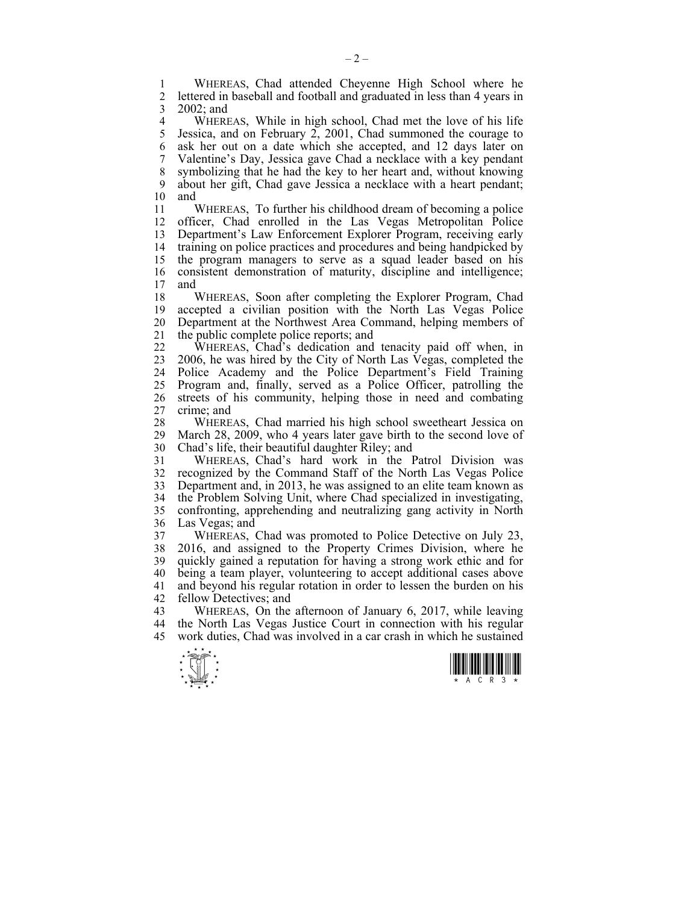WHEREAS, Chad attended Cheyenne High School where he lettered in baseball and football and graduated in less than 4 years in 2002; and

WHEREAS, While in high school, Chad met the love of his life Jessica, and on February 2, 2001, Chad summoned the courage to ask her out on a date which she accepted, and 12 days later on Valentine's Day, Jessica gave Chad a necklace with a key pendant symbolizing that he had the key to her heart and, without knowing about her gift, Chad gave Jessica a necklace with a heart pendant; and

WHEREAS, To further his childhood dream of becoming a police officer, Chad enrolled in the Las Vegas Metropolitan Police Department's Law Enforcement Explorer Program, receiving early training on police practices and procedures and being handpicked by the program managers to serve as a squad leader based on his consistent demonstration of maturity, discipline and intelligence; and

WHEREAS, Soon after completing the Explorer Program, Chad accepted a civilian position with the North Las Vegas Police Department at the Northwest Area Command, helping members of the public complete police reports; and

WHEREAS, Chad's dedication and tenacity paid off when, in 2006, he was hired by the City of North Las Vegas, completed the Police Academy and the Police Department's Field Training Program and, finally, served as a Police Officer, patrolling the streets of his community, helping those in need and combating crime; and

WHEREAS, Chad married his high school sweetheart Jessica on March 28, 2009, who 4 years later gave birth to the second love of Chad's life, their beautiful daughter Riley; and

WHEREAS, Chad's hard work in the Patrol Division was recognized by the Command Staff of the North Las Vegas Police Department and, in 2013, he was assigned to an elite team known as the Problem Solving Unit, where Chad specialized in investigating, confronting, apprehending and neutralizing gang activity in North Las Vegas; and

WHEREAS, Chad was promoted to Police Detective on July 23, 2016, and assigned to the Property Crimes Division, where he quickly gained a reputation for having a strong work ethic and for being a team player, volunteering to accept additional cases above and beyond his regular rotation in order to lessen the burden on his fellow Detectives; and

WHEREAS, On the afternoon of January 6, 2017, while leaving the North Las Vegas Justice Court in connection with his regular work duties, Chad was involved in a car crash in which he sustained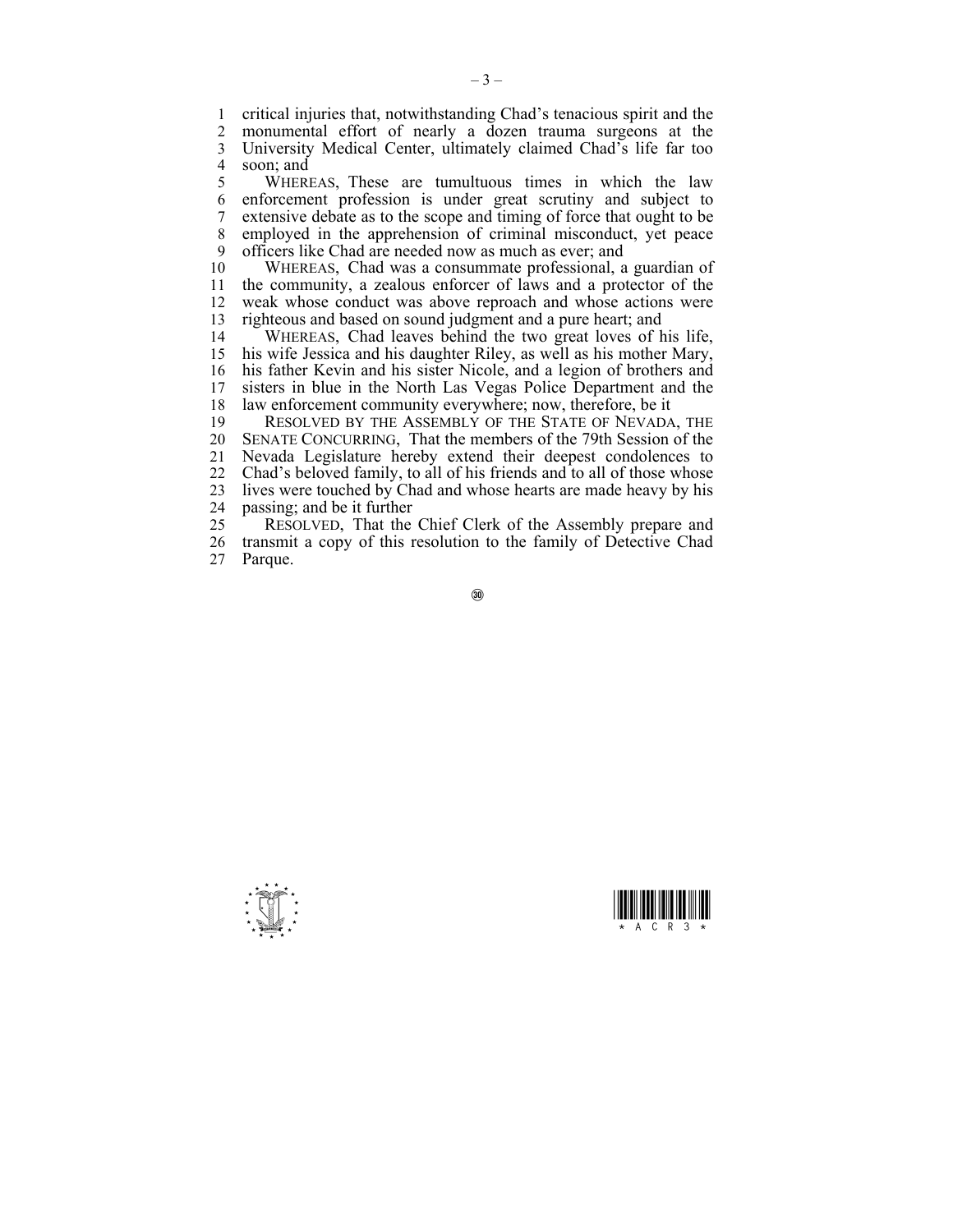critical injuries that, notwithstanding Chad's tenacious spirit and the monumental effort of nearly a dozen trauma surgeons at the University Medical Center, ultimately claimed Chad's life far too soon; and

WHEREAS, These are tumultuous times in which the law enforcement profession is under great scrutiny and subject to extensive debate as to the scope and timing of force that ought to be employed in the apprehension of criminal misconduct, yet peace officers like Chad are needed now as much as ever; and

WHEREAS, Chad was a consummate professional, a guardian of the community, a zealous enforcer of laws and a protector of the weak whose conduct was above reproach and whose actions were righteous and based on sound judgment and a pure heart; and

WHEREAS, Chad leaves behind the two great loves of his life, his wife Jessica and his daughter Riley, as well as his mother Mary, his father Kevin and his sister Nicole, and a legion of brothers and sisters in blue in the North Las Vegas Police Department and the law enforcement community everywhere; now, therefore, be it

RESOLVED BY THE ASSEMBLY OF THE STATE OF NEVADA, THE SENATE CONCURRING, That the members of the 79th Session of the Nevada Legislature hereby extend their deepest condolences to Chad's beloved family, to all of his friends and to all of those whose lives were touched by Chad and whose hearts are made heavy by his passing; and be it further

RESOLVED, That the Chief Clerk of the Assembly prepare and transmit a copy of this resolution to the family of Detective Chad Parque.